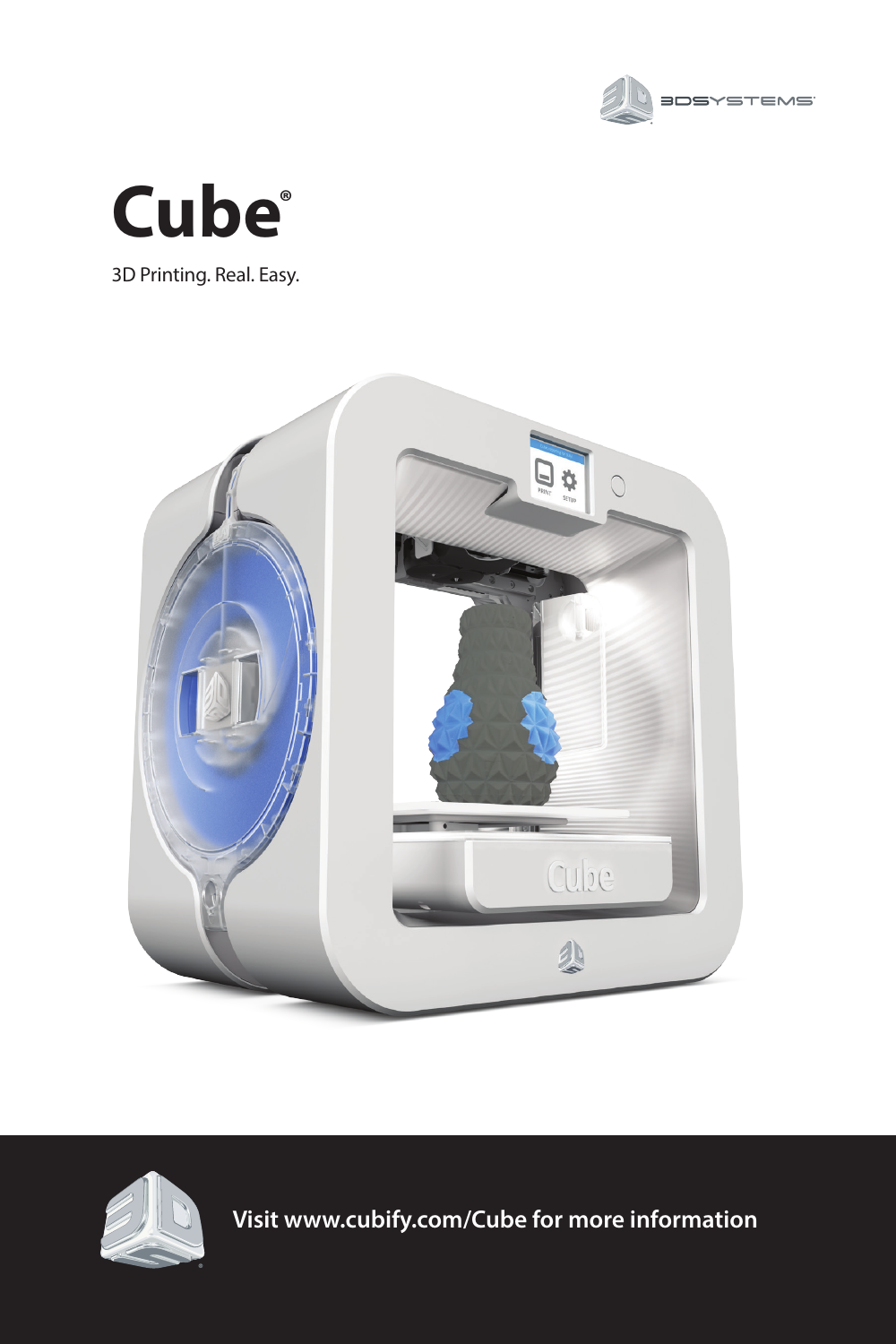# Cube®

3D Printing. Real. Easy.

**Visit www.cubify.com/Cube for more information**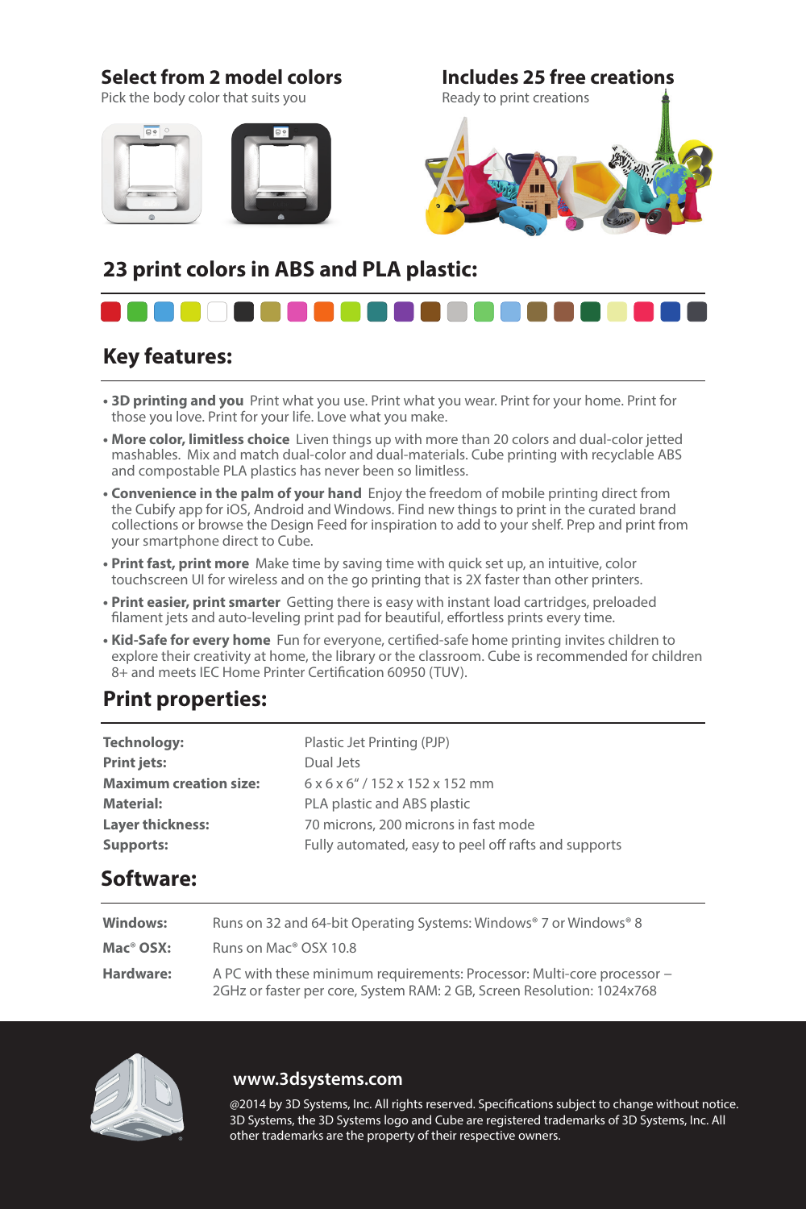## Select from 2 model colors

Pick the body color that suits you

## Includes 25 free creations

Ready to print creations

## 23 print colors in ABS and PLA plastic:

## Key features:

- **3D printing and you** Print what you use. Print what you wear. Print for your home. Print for those you love. Print for your life. Love what you make.
- **More color, limitless choice** Liven things up with more than 20 colors and dual-color jetted mashables. Mix and match dual-color and dual-materials. Cube printing with recyclable ABS and compostable PLA plastics has never been so limitless.
- **Convenience in the palm of your hand** Enjoy the freedom of mobile printing direct from the Cubify app for iOS, Android and Windows. Find new things to print in the curated brand collections or browse the Design Feed for inspiration to add to your shelf. Prep and print from your smartphone direct to Cube.
- **Print fast, print more** Make time by saving time with quick set up, an intuitive, color touchscreen UI for wireless and on the go printing that is 2X faster than other printers.
- **Print easier, print smarter** Getting there is easy with instant load cartridges, preloaded filament jets and auto-leveling print pad for beautiful, effortless prints every time.
- **Kid-Safe for every home** Fun for everyone, certified-safe home printing invites children to explore their creativity at home, the library or the classroom. Cube is recommended for children 8+ and meets IEC Home Printer Certification 60950 (TUV).

## Print properties:

| | |
|---|---|
| **Technology:** | Plastic Jet Printing (PJP) |
| **Print jets:** | Dual Jets |
| **Maximum creation size:** | 6 x 6 x 6" / 152 x 152 x 152 mm |
| **Material:** | PLA plastic and ABS plastic |
| **Layer thickness:** | 70 microns, 200 microns in fast mode |
| **Supports:** | Fully automated, easy to peel off rafts and supports |

## Software:

| | |
|---|---|
| **Windows:** | Runs on 32 and 64-bit Operating Systems: Windows® 7 or Windows® 8 |
| **Mac® OSX:** | Runs on Mac® OSX 10.8 |
| **Hardware:** | A PC with these minimum requirements: Processor: Multi-core processor – 2GHz or faster per core, System RAM: 2 GB, Screen Resolution: 1024x768 |

**www.3dsystems.com**

@2014 by 3D Systems, Inc. All rights reserved. Specifications subject to change without notice. 3D Systems, the 3D Systems logo and Cube are registered trademarks of 3D Systems, Inc. All other trademarks are the property of their respective owners.